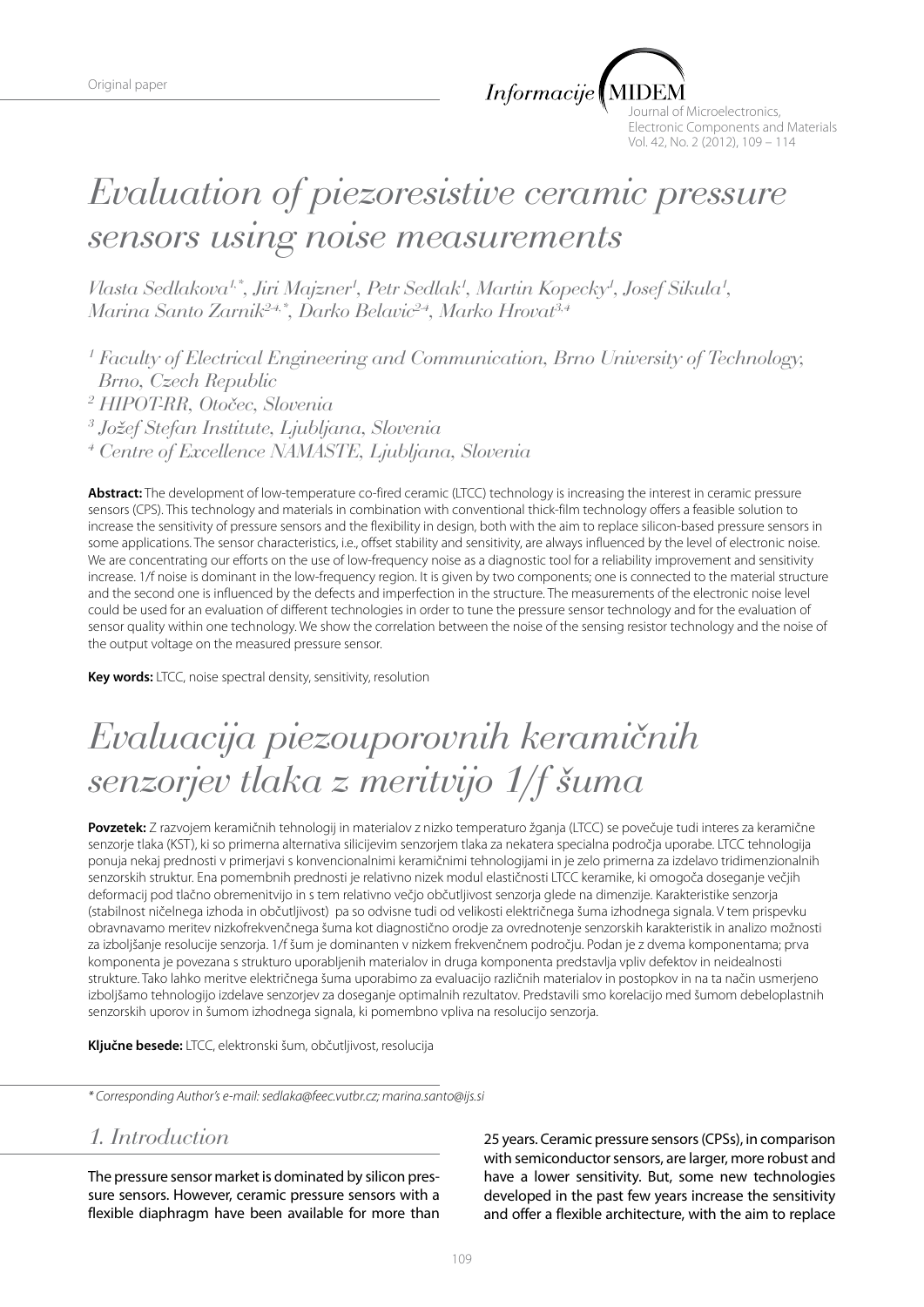Original paper

# Evaluation of piezoresistive ceramic pressure sensors using noise measurements

*Vlasta Sedlakova[1,\*], Jiri Majzner[1], Petr Sedlak[1], Martin Kopecky[1], Josef Sikula[1], Marina Santo Zarnik[2-4,\*], Darko Belavic[2-4], Marko Hrovat[3,4]*

*[1] Faculty of Electrical Engineering and Communication, Brno University of Technology, Brno, Czech Republic*
*[2] HIPOT-RR, Otočec, Slovenia*
*[3] Jožef Stefan Institute, Ljubljana, Slovenia*
*[4] Centre of Excellence NAMASTE, Ljubljana, Slovenia*

**Abstract:** The development of low-temperature co-fired ceramic (LTCC) technology is increasing the interest in ceramic pressure sensors (CPS). This technology and materials in combination with conventional thick-film technology offers a feasible solution to increase the sensitivity of pressure sensors and the flexibility in design, both with the aim to replace silicon-based pressure sensors in some applications. The sensor characteristics, i.e., offset stability and sensitivity, are always influenced by the level of electronic noise. We are concentrating our efforts on the use of low-frequency noise as a diagnostic tool for a reliability improvement and sensitivity increase. 1/f noise is dominant in the low-frequency region. It is given by two components; one is connected to the material structure and the second one is influenced by the defects and imperfection in the structure. The measurements of the electronic noise level could be used for an evaluation of different technologies in order to tune the pressure sensor technology and for the evaluation of sensor quality within one technology. We show the correlation between the noise of the sensing resistor technology and the noise of the output voltage on the measured pressure sensor.

**Key words:** LTCC, noise spectral density, sensitivity, resolution

# Evaluacija piezouporovnih keramičnih senzorjev tlaka z meritvijo 1/f šuma

**Povzetek:** Z razvojem keramičnih tehnologij in materialov z nizko temperaturo žganja (LTCC) se povečuje tudi interes za keramične senzorje tlaka (KST), ki so primerna alternativa silicijevim senzorjem tlaka za nekatera specialna področja uporabe. LTCC tehnologija ponuja nekaj prednosti v primerjavi s konvencionalnimi keramičnimi tehnologijami in je zelo primerna za izdelavo tridimenzionalnih senzorskih struktur. Ena pomembnih prednosti je relativno nizek modul elastičnosti LTCC keramike, ki omogoča doseganje večjih deformacij pod tlačno obremenitvijo in s tem relativno večjo občutljivost senzorja glede na dimenzije. Karakteristike senzorja (stabilnost ničelnega izhoda in občutljivost) pa so odvisne tudi od velikosti električnega šuma izhodnega signala. V tem prispevku obravnavamo meritev nizkofrekvenčnega šuma kot diagnostično orodje za ovrednotenje senzorskih karakteristik in analizo možnosti za izboljšanje resolucije senzorja. 1/f šum je dominanten v nizkem frekvenčnem področju. Podan je z dvema komponentama; prva komponenta je povezana s strukturo uporabljenih materialov in druga komponenta predstavlja vpliv defektov in neidealnosti strukture. Tako lahko meritve električnega šuma uporabimo za evaluacijo različnih materialov in postopkov in na ta način usmerjeno izboljšamo tehnologijo izdelave senzorjev za doseganje optimalnih rezultatov. Predstavili smo korelacijo med šumom debeloplastnih senzorskih uporov in šumom izhodnega signala, ki pomembno vpliva na resolucijo senzorja.

**Ključne besede:** LTCC, elektronski šum, občutljivost, resolucija

*\* Corresponding Author's e-mail: sedlaka@feec.vutbr.cz; marina.santo@ijs.si*

## 1. Introduction

The pressure sensor market is dominated by silicon pressure sensors. However, ceramic pressure sensors with a flexible diaphragm have been available for more than 25 years. Ceramic pressure sensors (CPSs), in comparison with semiconductor sensors, are larger, more robust and have a lower sensitivity. But, some new technologies developed in the past few years increase the sensitivity and offer a flexible architecture, with the aim to replace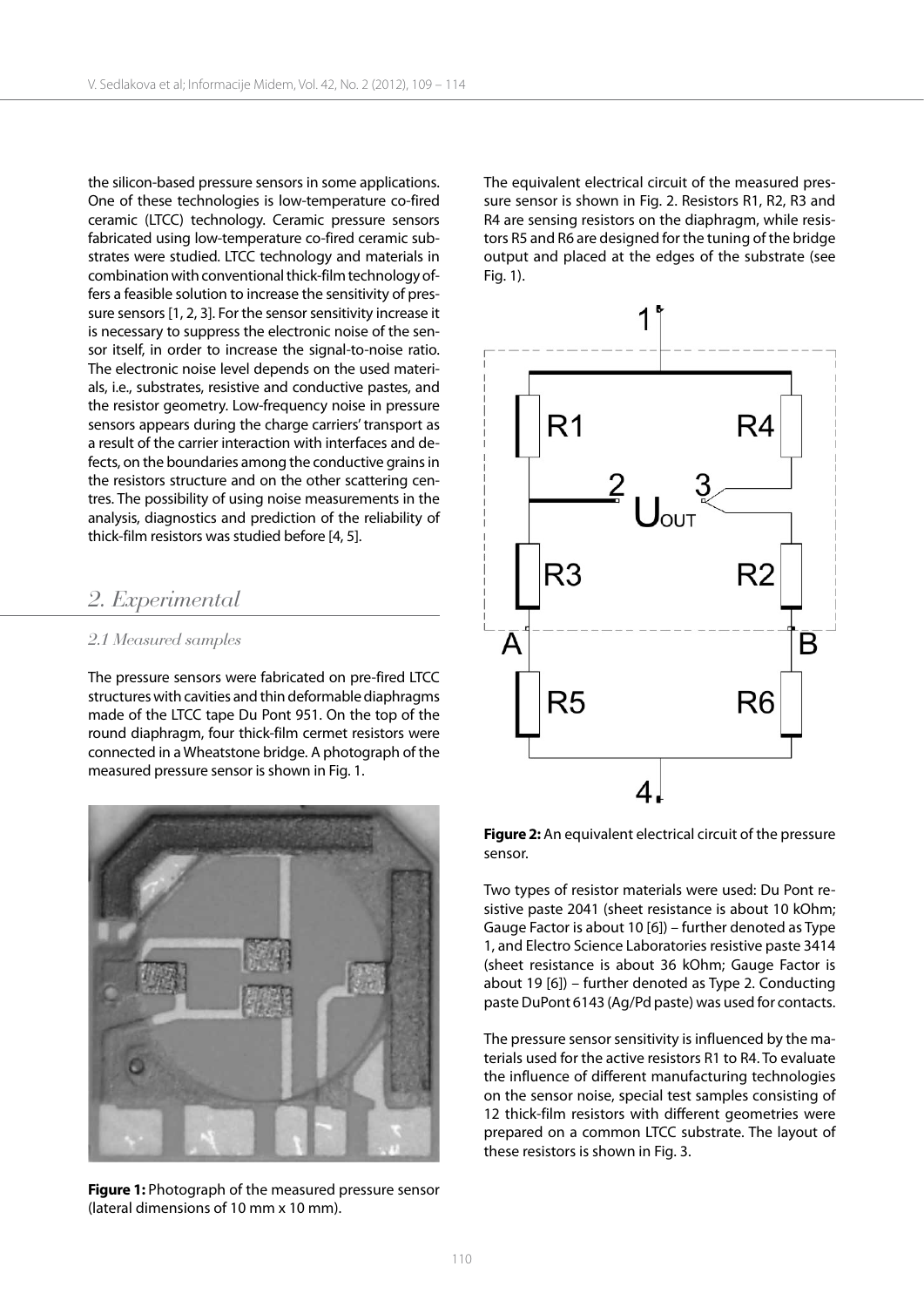the silicon-based pressure sensors in some applications. One of these technologies is low-temperature co-fired ceramic (LTCC) technology. Ceramic pressure sensors fabricated using low-temperature co-fired ceramic substrates were studied. LTCC technology and materials in combination with conventional thick-film technology offers a feasible solution to increase the sensitivity of pressure sensors [1, 2, 3]. For the sensor sensitivity increase it is necessary to suppress the electronic noise of the sensor itself, in order to increase the signal-to-noise ratio. The electronic noise level depends on the used materials, i.e., substrates, resistive and conductive pastes, and the resistor geometry. Low-frequency noise in pressure sensors appears during the charge carriers' transport as a result of the carrier interaction with interfaces and defects, on the boundaries among the conductive grains in the resistors structure and on the other scattering centres. The possibility of using noise measurements in the analysis, diagnostics and prediction of the reliability of thick-film resistors was studied before [4, 5].

## 2. Experimental

### 2.1 Measured samples

The pressure sensors were fabricated on pre-fired LTCC structures with cavities and thin deformable diaphragms made of the LTCC tape Du Pont 951. On the top of the round diaphragm, four thick-film cermet resistors were connected in a Wheatstone bridge. A photograph of the measured pressure sensor is shown in Fig. 1.

**Figure 1:** Photograph of the measured pressure sensor (lateral dimensions of 10 mm x 10 mm).

The equivalent electrical circuit of the measured pressure sensor is shown in Fig. 2. Resistors R1, R2, R3 and R4 are sensing resistors on the diaphragm, while resistors R5 and R6 are designed for the tuning of the bridge output and placed at the edges of the substrate (see Fig. 1).

**Figure 2:** An equivalent electrical circuit of the pressure sensor.

Two types of resistor materials were used: Du Pont resistive paste 2041 (sheet resistance is about 10 kOhm; Gauge Factor is about 10 [6]) – further denoted as Type 1, and Electro Science Laboratories resistive paste 3414 (sheet resistance is about 36 kOhm; Gauge Factor is about 19 [6]) – further denoted as Type 2. Conducting paste DuPont 6143 (Ag/Pd paste) was used for contacts.

The pressure sensor sensitivity is influenced by the materials used for the active resistors R1 to R4. To evaluate the influence of different manufacturing technologies on the sensor noise, special test samples consisting of 12 thick-film resistors with different geometries were prepared on a common LTCC substrate. The layout of these resistors is shown in Fig. 3.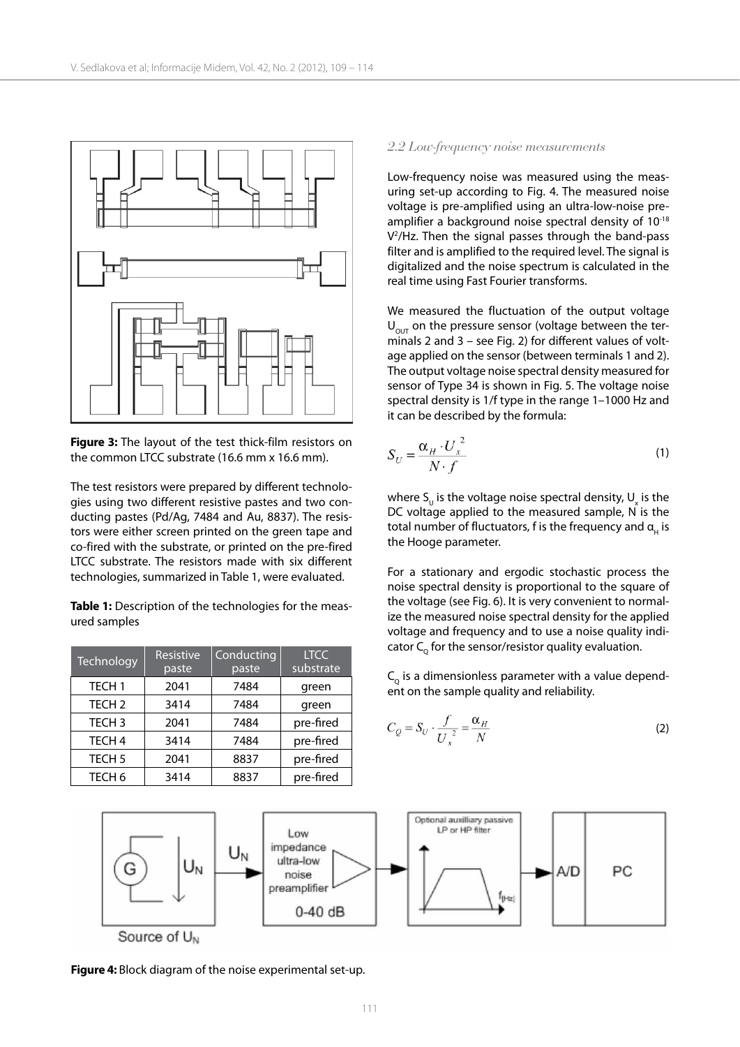**Figure 3:** The layout of the test thick-film resistors on the common LTCC substrate (16.6 mm x 16.6 mm).

The test resistors were prepared by different technologies using two different resistive pastes and two conducting pastes (Pd/Ag, 7484 and Au, 8837). The resistors were either screen printed on the green tape and co-fired with the substrate, or printed on the pre-fired LTCC substrate. The resistors made with six different technologies, summarized in Table 1, were evaluated.

**Table 1:** Description of the technologies for the measured samples

| Technology | Resistive paste | Conducting paste | LTCC substrate |
|---|---|---|---|
| TECH 1 | 2041 | 7484 | green |
| TECH 2 | 3414 | 7484 | green |
| TECH 3 | 2041 | 7484 | pre-fired |
| TECH 4 | 3414 | 7484 | pre-fired |
| TECH 5 | 2041 | 8837 | pre-fired |
| TECH 6 | 3414 | 8837 | pre-fired |

### *2.2 Low-frequency noise measurements*

Low-frequency noise was measured using the measuring set-up according to Fig. 4. The measured noise voltage is pre-amplified using an ultra-low-noise preamplifier a background noise spectral density of $10^{-18}$ $V^2$/Hz. Then the signal passes through the band-pass filter and is amplified to the required level. The signal is digitalized and the noise spectrum is calculated in the real time using Fast Fourier transforms.

We measured the fluctuation of the output voltage $U_{OUT}$ on the pressure sensor (voltage between the terminals 2 and 3 – see Fig. 2) for different values of voltage applied on the sensor (between terminals 1 and 2). The output voltage noise spectral density measured for sensor of Type 34 is shown in Fig. 5. The voltage noise spectral density is 1/f type in the range 1–1000 Hz and it can be described by the formula:

$$S_U = \frac{\alpha_H \cdot U_x^2}{N \cdot f} \tag{1}$$

where $S_U$ is the voltage noise spectral density, $U_x$ is the DC voltage applied to the measured sample, N is the total number of fluctuators, f is the frequency and $\alpha_H$ is the Hooge parameter.

For a stationary and ergodic stochastic process the noise spectral density is proportional to the square of the voltage (see Fig. 6). It is very convenient to normalize the measured noise spectral density for the applied voltage and frequency and to use a noise quality indicator $C_Q$ for the sensor/resistor quality evaluation.

$C_Q$ is a dimensionless parameter with a value dependent on the sample quality and reliability.

$$C_Q = S_U \cdot \frac{f}{U_x^2} = \frac{\alpha_H}{N} \tag{2}$$

**Figure 4:** Block diagram of the noise experimental set-up.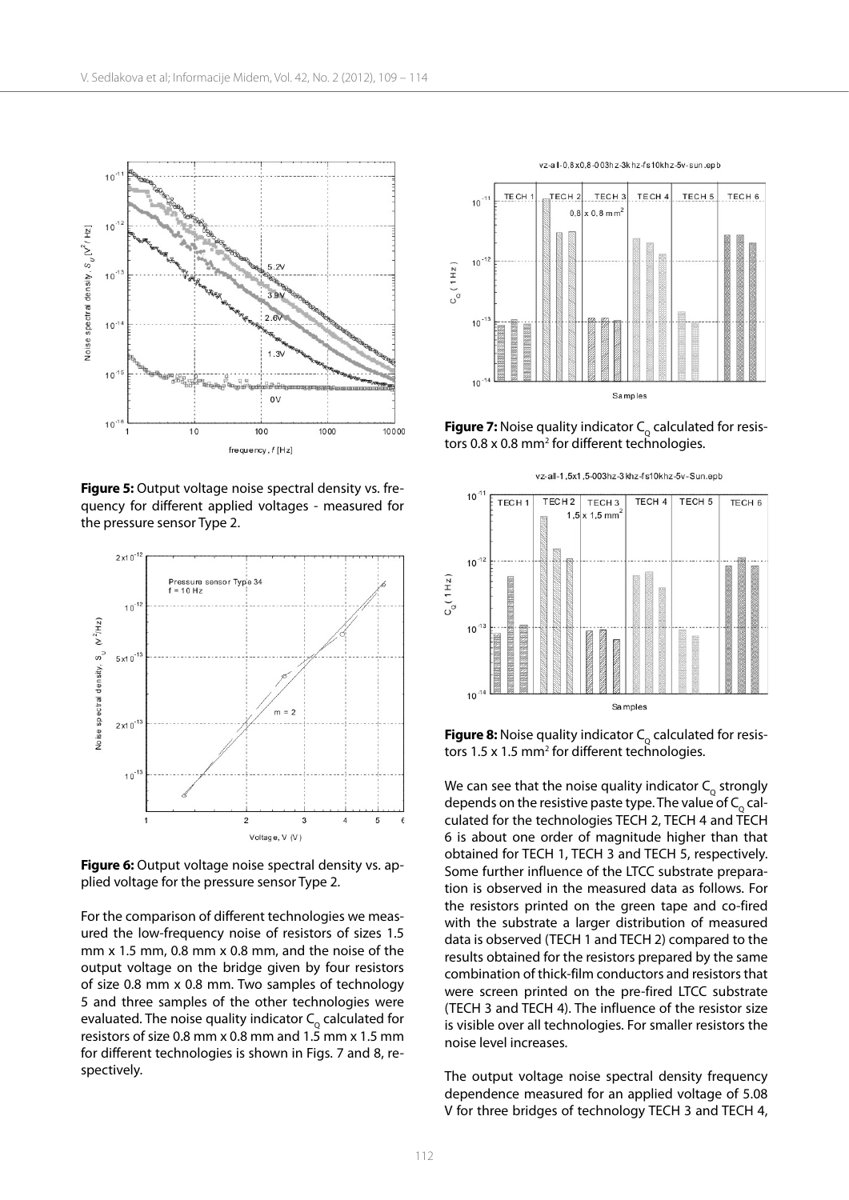**Figure 5:** Output voltage noise spectral density vs. frequency for different applied voltages - measured for the pressure sensor Type 2.

**Figure 6:** Output voltage noise spectral density vs. applied voltage for the pressure sensor Type 2.

For the comparison of different technologies we measured the low-frequency noise of resistors of sizes 1.5 mm x 1.5 mm, 0.8 mm x 0.8 mm, and the noise of the output voltage on the bridge given by four resistors of size 0.8 mm x 0.8 mm. Two samples of technology 5 and three samples of the other technologies were evaluated. The noise quality indicator $C_Q$ calculated for resistors of size 0.8 mm x 0.8 mm and 1.5 mm x 1.5 mm for different technologies is shown in Figs. 7 and 8, respectively.

**Figure 7:** Noise quality indicator $C_Q$ calculated for resistors 0.8 x 0.8 mm$^2$ for different technologies.

**Figure 8:** Noise quality indicator $C_Q$ calculated for resistors 1.5 x 1.5 mm$^2$ for different technologies.

We can see that the noise quality indicator $C_Q$ strongly depends on the resistive paste type. The value of $C_Q$ calculated for the technologies TECH 2, TECH 4 and TECH 6 is about one order of magnitude higher than that obtained for TECH 1, TECH 3 and TECH 5, respectively. Some further influence of the LTCC substrate preparation is observed in the measured data as follows. For the resistors printed on the green tape and co-fired with the substrate a larger distribution of measured data is observed (TECH 1 and TECH 2) compared to the results obtained for the resistors prepared by the same combination of thick-film conductors and resistors that were screen printed on the pre-fired LTCC substrate (TECH 3 and TECH 4). The influence of the resistor size is visible over all technologies. For smaller resistors the noise level increases.

The output voltage noise spectral density frequency dependence measured for an applied voltage of 5.08 V for three bridges of technology TECH 3 and TECH 4,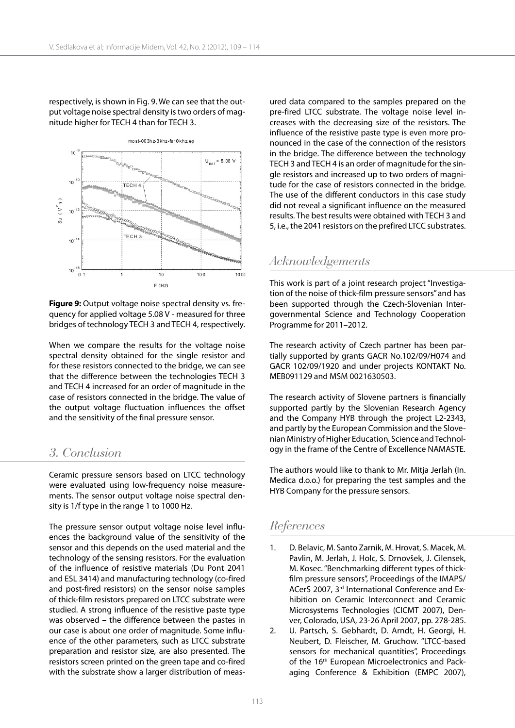respectively, is shown in Fig. 9. We can see that the output voltage noise spectral density is two orders of magnitude higher for TECH 4 than for TECH 3.

**Figure 9:** Output voltage noise spectral density vs. frequency for applied voltage 5.08 V - measured for three bridges of technology TECH 3 and TECH 4, respectively.

When we compare the results for the voltage noise spectral density obtained for the single resistor and for these resistors connected to the bridge, we can see that the difference between the technologies TECH 3 and TECH 4 increased for an order of magnitude in the case of resistors connected in the bridge. The value of the output voltage fluctuation influences the offset and the sensitivity of the final pressure sensor.

## 3. Conclusion

Ceramic pressure sensors based on LTCC technology were evaluated using low-frequency noise measurements. The sensor output voltage noise spectral density is 1/f type in the range 1 to 1000 Hz.

The pressure sensor output voltage noise level influences the background value of the sensitivity of the sensor and this depends on the used material and the technology of the sensing resistors. For the evaluation of the influence of resistive materials (Du Pont 2041 and ESL 3414) and manufacturing technology (co-fired and post-fired resistors) on the sensor noise samples of thick-film resistors prepared on LTCC substrate were studied. A strong influence of the resistive paste type was observed – the difference between the pastes in our case is about one order of magnitude. Some influence of the other parameters, such as LTCC substrate preparation and resistor size, are also presented. The resistors screen printed on the green tape and co-fired with the substrate show a larger distribution of measured data compared to the samples prepared on the pre-fired LTCC substrate. The voltage noise level increases with the decreasing size of the resistors. The influence of the resistive paste type is even more pronounced in the case of the connection of the resistors in the bridge. The difference between the technology TECH 3 and TECH 4 is an order of magnitude for the single resistors and increased up to two orders of magnitude for the case of resistors connected in the bridge. The use of the different conductors in this case study did not reveal a significant influence on the measured results. The best results were obtained with TECH 3 and 5, i.e., the 2041 resistors on the prefired LTCC substrates.

## Acknowledgements

This work is part of a joint research project "Investigation of the noise of thick-film pressure sensors" and has been supported through the Czech-Slovenian Intergovernmental Science and Technology Cooperation Programme for 2011–2012.

The research activity of Czech partner has been partially supported by grants GACR No.102/09/H074 and GACR 102/09/1920 and under projects KONTAKT No. MEB091129 and MSM 0021630503.

The research activity of Slovene partners is financially supported partly by the Slovenian Research Agency and the Company HYB through the project L2-2343, and partly by the European Commission and the Slovenian Ministry of Higher Education, Science and Technology in the frame of the Centre of Excellence NAMASTE.

The authors would like to thank to Mr. Mitja Jerlah (In. Medica d.o.o.) for preparing the test samples and the HYB Company for the pressure sensors.

## References

1. D. Belavic, M. Santo Zarnik, M. Hrovat, S. Macek, M. Pavlin, M. Jerlah, J. Holc, S. Drnovšek, J. Cilensek, M. Kosec. "Benchmarking different types of thick-film pressure sensors", Proceedings of the IMAPS/ACerS 2007, 3rd International Conference and Exhibition on Ceramic Interconnect and Ceramic Microsystems Technologies (CICMT 2007), Denver, Colorado, USA, 23-26 April 2007, pp. 278-285.
2. U. Partsch, S. Gebhardt, D. Arndt, H. Georgi, H. Neubert, D. Fleischer, M. Gruchow. "LTCC-based sensors for mechanical quantities", Proceedings of the 16th European Microelectronics and Packaging Conference & Exhibition (EMPC 2007),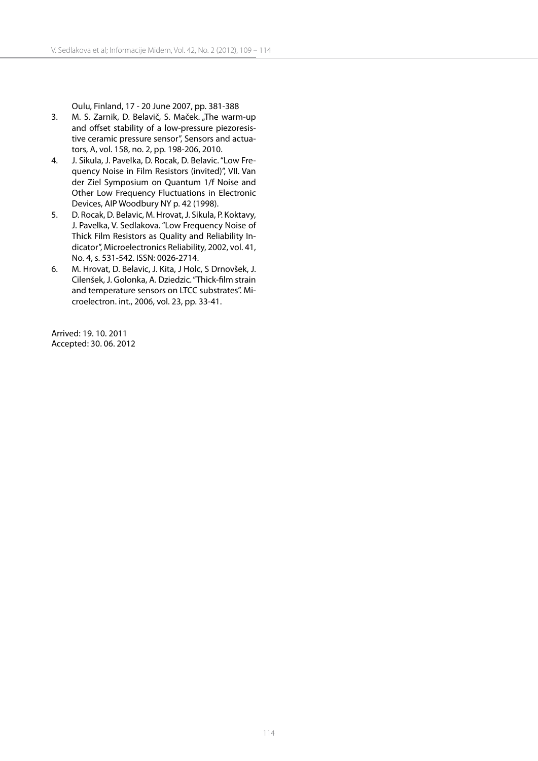Oulu, Finland, 17 - 20 June 2007, pp. 381-388

3. M. S. Zarnik, D. Belavič, S. Maček. „The warm-up and offset stability of a low-pressure piezoresistive ceramic pressure sensor", Sensors and actuators, A, vol. 158, no. 2, pp. 198-206, 2010.
4. J. Sikula, J. Pavelka, D. Rocak, D. Belavic. "Low Frequency Noise in Film Resistors (invited)", VII. Van der Ziel Symposium on Quantum 1/f Noise and Other Low Frequency Fluctuations in Electronic Devices, AIP Woodbury NY p. 42 (1998).
5. D. Rocak, D. Belavic, M. Hrovat, J. Sikula, P. Koktavy, J. Pavelka, V. Sedlakova. "Low Frequency Noise of Thick Film Resistors as Quality and Reliability Indicator", Microelectronics Reliability, 2002, vol. 41, No. 4, s. 531-542. ISSN: 0026-2714.
6. M. Hrovat, D. Belavic, J. Kita, J Holc, S Drnovšek, J. Cilenšek, J. Golonka, A. Dziedzic. "Thick-film strain and temperature sensors on LTCC substrates". Microelectron. int., 2006, vol. 23, pp. 33-41.

Arrived: 19. 10. 2011
Accepted: 30. 06. 2012